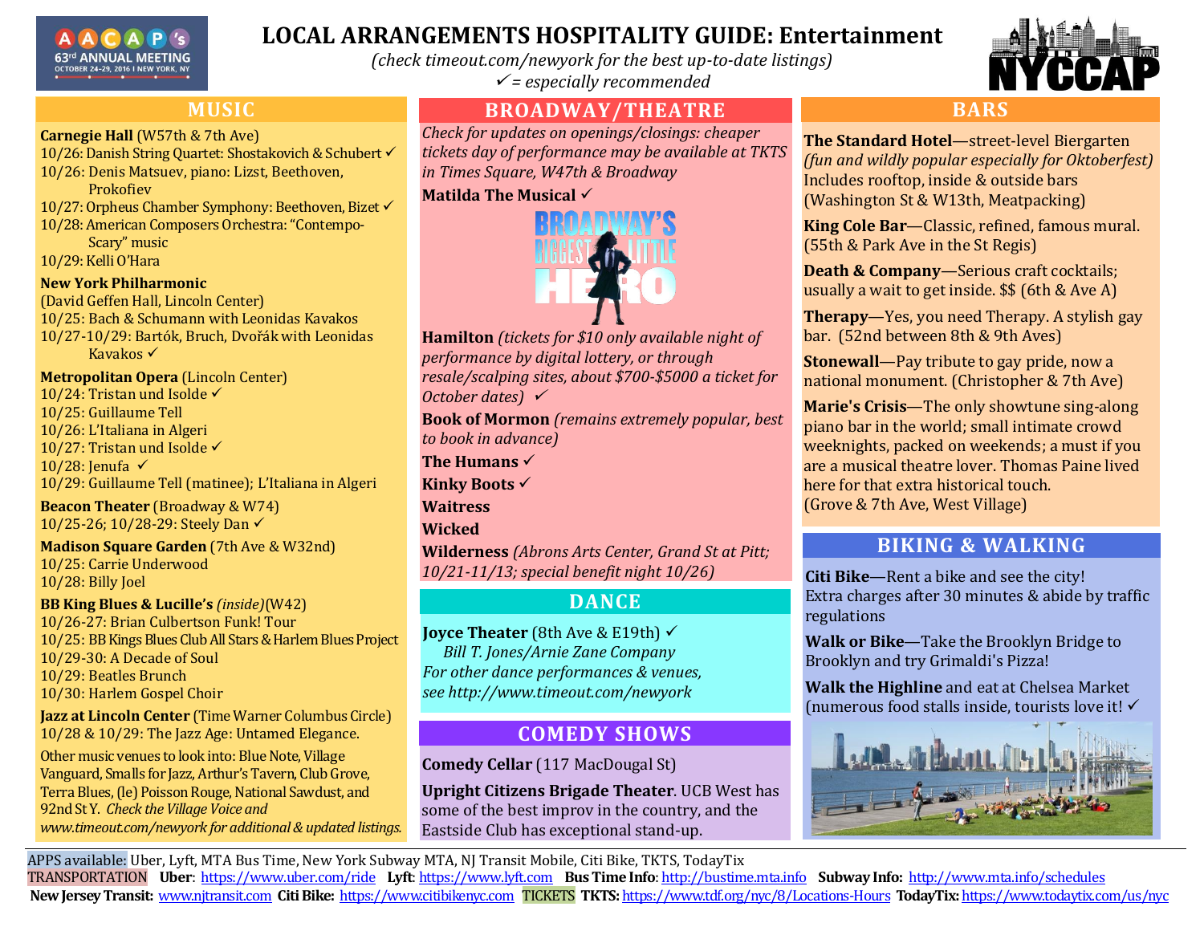# LOCAL ARRANGEMENTS HOSPITALITY GUIDE: Entertainment

*(check timeout.com/newyork for the best up-to-date listings)*

*✓ = especially recommended*

## MUSIC

**Carnegie Hall** (W57th & 7th Ave)
- 10/26: Danish String Quartet: Shostakovich & Schubert ✓
- 10/26: Denis Matsuev, piano: Lizst, Beethoven, Prokofiev
- 10/27: Orpheus Chamber Symphony: Beethoven, Bizet ✓
- 10/28: American Composers Orchestra: "Contempo-Scary" music
- 10/29: Kelli O'Hara

**New York Philharmonic**
(David Geffen Hall, Lincoln Center)
- 10/25: Bach & Schumann with Leonidas Kavakos
- 10/27-10/29: Bartók, Bruch, Dvořák with Leonidas Kavakos ✓

**Metropolitan Opera** (Lincoln Center)
- 10/24: Tristan und Isolde ✓
- 10/25: Guillaume Tell
- 10/26: L'Italiana in Algeri
- 10/27: Tristan und Isolde ✓
- 10/28: Jenufa ✓
- 10/29: Guillaume Tell (matinee); L'Italiana in Algeri

**Beacon Theater** (Broadway & W74)
- 10/25-26; 10/28-29: Steely Dan ✓

**Madison Square Garden** (7th Ave & W32nd)
- 10/25: Carrie Underwood
- 10/28: Billy Joel

**BB King Blues & Lucille's** *(inside)*(W42)
- 10/26-27: Brian Culbertson Funk! Tour
- 10/25: BB Kings Blues Club All Stars & Harlem Blues Project
- 10/29-30: A Decade of Soul
- 10/29: Beatles Brunch
- 10/30: Harlem Gospel Choir

**Jazz at Lincoln Center** (Time Warner Columbus Circle)
- 10/28 & 10/29: The Jazz Age: Untamed Elegance.

Other music venues to look into: Blue Note, Village Vanguard, Smalls for Jazz, Arthur's Tavern, Club Grove, Terra Blues, (le) Poisson Rouge, National Sawdust, and 92nd St Y. *Check the Village Voice and www.timeout.com/newyork for additional & updated listings.*

## BROADWAY/THEATRE

*Check for updates on openings/closings: cheaper tickets day of performance may be available at TKTS in Times Square, W47th & Broadway*

**Matilda The Musical** ✓

**Hamilton** *(tickets for $10 only available night of performance by digital lottery, or through resale/scalping sites, about $700-$5000 a ticket for October dates)* ✓

**Book of Mormon** *(remains extremely popular, best to book in advance)*

**The Humans** ✓

**Kinky Boots** ✓

**Waitress**

**Wicked**

**Wilderness** *(Abrons Arts Center, Grand St at Pitt; 10/21-11/13; special benefit night 10/26)*

## DANCE

**Joyce Theater** (8th Ave & E19th) ✓
*Bill T. Jones/Arnie Zane Company*
*For other dance performances & venues, see http://www.timeout.com/newyork*

## COMEDY SHOWS

**Comedy Cellar** (117 MacDougal St)

**Upright Citizens Brigade Theater**. UCB West has some of the best improv in the country, and the Eastside Club has exceptional stand-up.

## BARS

**The Standard Hotel**—street-level Biergarten *(fun and wildly popular especially for Oktoberfest)* Includes rooftop, inside & outside bars (Washington St & W13th, Meatpacking)

**King Cole Bar**—Classic, refined, famous mural. (55th & Park Ave in the St Regis)

**Death & Company**—Serious craft cocktails; usually a wait to get inside. $$ (6th & Ave A)

**Therapy**—Yes, you need Therapy. A stylish gay bar. (52nd between 8th & 9th Aves)

**Stonewall**—Pay tribute to gay pride, now a national monument. (Christopher & 7th Ave)

**Marie's Crisis**—The only showtune sing-along piano bar in the world; small intimate crowd weeknights, packed on weekends; a must if you are a musical theatre lover. Thomas Paine lived here for that extra historical touch. (Grove & 7th Ave, West Village)

## BIKING & WALKING

**Citi Bike**—Rent a bike and see the city! Extra charges after 30 minutes & abide by traffic regulations

**Walk or Bike**—Take the Brooklyn Bridge to Brooklyn and try Grimaldi's Pizza!

**Walk the Highline** and eat at Chelsea Market (numerous food stalls inside, tourists love it! ✓

---

APPS available: Uber, Lyft, MTA Bus Time, New York Subway MTA, NJ Transit Mobile, Citi Bike, TKTS, TodayTix

TRANSPORTATION **Uber**: https://www.uber.com/ride **Lyft**: https://www.lyft.com **Bus Time Info**: http://bustime.mta.info **Subway Info:** http://www.mta.info/schedules

**New Jersey Transit:** www.njtransit.com **Citi Bike:** https://www.citibikenyc.com TICKETS **TKTS:** https://www.tdf.org/nyc/8/Locations-Hours **TodayTix:** https://www.todaytix.com/us/nyc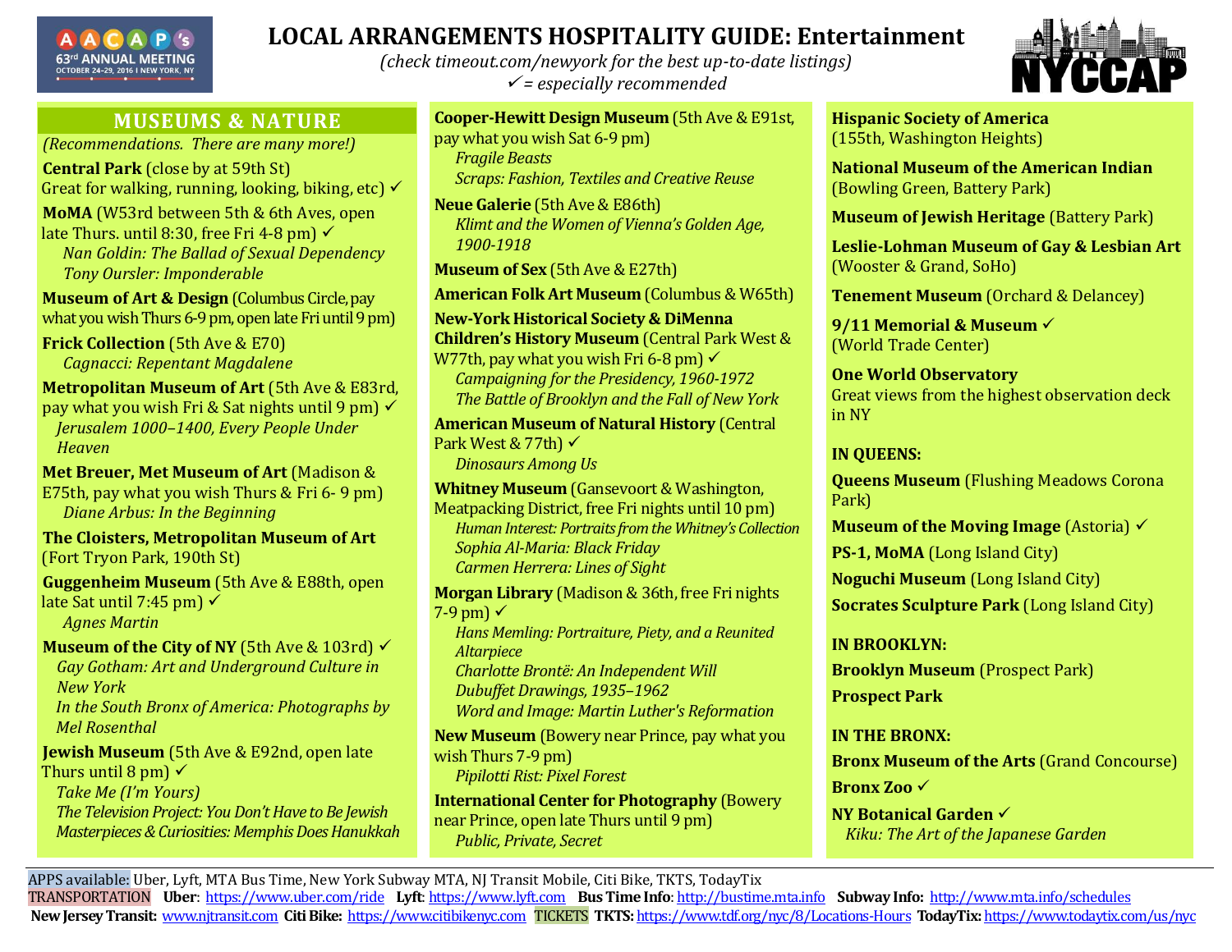# LOCAL ARRANGEMENTS HOSPITALITY GUIDE: Entertainment

*(check timeout.com/newyork for the best up-to-date listings)*

*✓ = especially recommended*

## MUSEUMS & NATURE

*(Recommendations. There are many more!)*

**Central Park** (close by at 59th St)
Great for walking, running, looking, biking, etc) ✓

**MoMA** (W53rd between 5th & 6th Aves, open late Thurs. until 8:30, free Fri 4-8 pm) ✓
*Nan Goldin: The Ballad of Sexual Dependency*
*Tony Oursler: Imponderable*

**Museum of Art & Design** (Columbus Circle, pay what you wish Thurs 6-9 pm, open late Fri until 9 pm)

**Frick Collection** (5th Ave & E70)
*Cagnacci: Repentant Magdalene*

**Metropolitan Museum of Art** (5th Ave & E83rd, pay what you wish Fri & Sat nights until 9 pm) ✓
*Jerusalem 1000–1400, Every People Under Heaven*

**Met Breuer, Met Museum of Art** (Madison & E75th, pay what you wish Thurs & Fri 6- 9 pm)
*Diane Arbus: In the Beginning*

**The Cloisters, Metropolitan Museum of Art** (Fort Tryon Park, 190th St)

**Guggenheim Museum** (5th Ave & E88th, open late Sat until 7:45 pm) ✓
*Agnes Martin*

**Museum of the City of NY** (5th Ave & 103rd) ✓
*Gay Gotham: Art and Underground Culture in New York*
*In the South Bronx of America: Photographs by Mel Rosenthal*

**Jewish Museum** (5th Ave & E92nd, open late Thurs until 8 pm) ✓
*Take Me (I'm Yours)*
*The Television Project: You Don't Have to Be Jewish*
*Masterpieces & Curiosities: Memphis Does Hanukkah*

**Cooper-Hewitt Design Museum** (5th Ave & E91st, pay what you wish Sat 6-9 pm)
*Fragile Beasts*
*Scraps: Fashion, Textiles and Creative Reuse*

**Neue Galerie** (5th Ave & E86th)
*Klimt and the Women of Vienna's Golden Age, 1900-1918*

**Museum of Sex** (5th Ave & E27th)

**American Folk Art Museum** (Columbus & W65th)

**New-York Historical Society & DiMenna Children's History Museum** (Central Park West & W77th, pay what you wish Fri 6-8 pm) ✓
*Campaigning for the Presidency, 1960-1972*
*The Battle of Brooklyn and the Fall of New York*

**American Museum of Natural History** (Central Park West & 77th) ✓
*Dinosaurs Among Us*

**Whitney Museum** (Gansevoort & Washington, Meatpacking District, free Fri nights until 10 pm)
*Human Interest: Portraits from the Whitney's Collection*
*Sophia Al-Maria: Black Friday*
*Carmen Herrera: Lines of Sight*

**Morgan Library** (Madison & 36th, free Fri nights 7-9 pm) ✓
*Hans Memling: Portraiture, Piety, and a Reunited Altarpiece*
*Charlotte Brontë: An Independent Will*
*Dubuffet Drawings, 1935–1962*
*Word and Image: Martin Luther's Reformation*

**New Museum** (Bowery near Prince, pay what you wish Thurs 7-9 pm)
*Pipilotti Rist: Pixel Forest*

**International Center for Photography** (Bowery near Prince, open late Thurs until 9 pm)
*Public, Private, Secret*

**Hispanic Society of America** (155th, Washington Heights)

**National Museum of the American Indian** (Bowling Green, Battery Park)

**Museum of Jewish Heritage** (Battery Park)

**Leslie-Lohman Museum of Gay & Lesbian Art** (Wooster & Grand, SoHo)

**Tenement Museum** (Orchard & Delancey)

**9/11 Memorial & Museum** ✓ (World Trade Center)

**One World Observatory**
Great views from the highest observation deck in NY

**IN QUEENS:**

**Queens Museum** (Flushing Meadows Corona Park)

**Museum of the Moving Image** (Astoria) ✓

**PS-1, MoMA** (Long Island City)

**Noguchi Museum** (Long Island City)

**Socrates Sculpture Park** (Long Island City)

**IN BROOKLYN:**

**Brooklyn Museum** (Prospect Park)

**Prospect Park**

**IN THE BRONX:**

**Bronx Museum of the Arts** (Grand Concourse)

**Bronx Zoo** ✓

**NY Botanical Garden** ✓
*Kiku: The Art of the Japanese Garden*

---

APPS available: Uber, Lyft, MTA Bus Time, New York Subway MTA, NJ Transit Mobile, Citi Bike, TKTS, TodayTix

TRANSPORTATION **Uber**: https://www.uber.com/ride **Lyft**: https://www.lyft.com **Bus Time Info**: http://bustime.mta.info **Subway Info:** http://www.mta.info/schedules

**New Jersey Transit:** www.njtransit.com **Citi Bike:** https://www.citibikenyc.com TICKETS **TKTS:** https://www.tdf.org/nyc/8/Locations-Hours **TodayTix:** https://www.todaytix.com/us/nyc